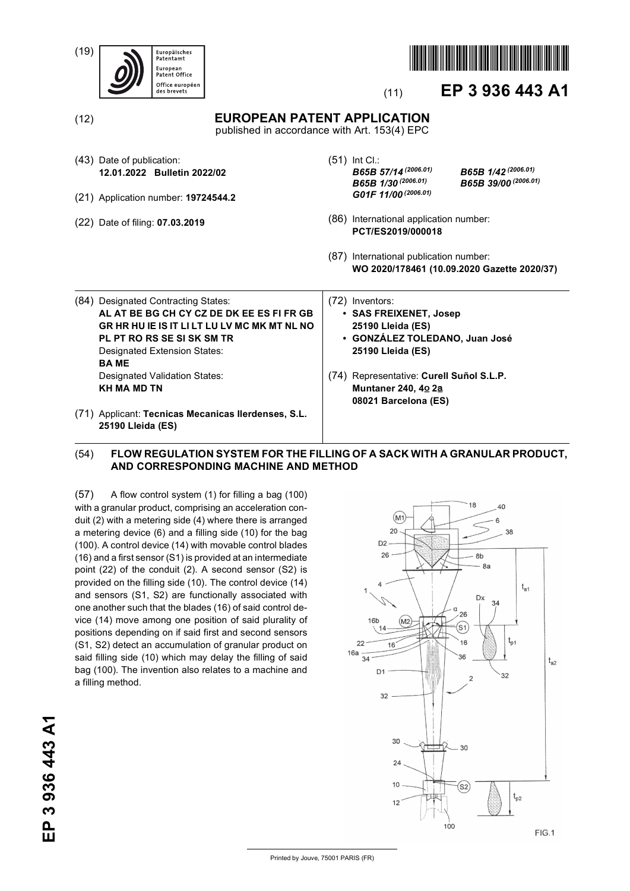(19) Europäisches Patentamt / European Patent Office / Office européen des brevets

(11) **EP 3 936 443 A1**

(12) **EUROPEAN PATENT APPLICATION**
published in accordance with Art. 153(4) EPC

(43) Date of publication:
**12.01.2022 Bulletin 2022/02**

(21) Application number: **19724544.2**

(22) Date of filing: **07.03.2019**

(51) Int Cl.:
***B65B 57/14*** *(2006.01)* ***B65B 1/42*** *(2006.01)*
***B65B 1/30*** *(2006.01)* ***B65B 39/00*** *(2006.01)*
***G01F 11/00*** *(2006.01)*

(86) International application number:
**PCT/ES2019/000018**

(87) International publication number:
**WO 2020/178461 (10.09.2020 Gazette 2020/37)**

(84) Designated Contracting States:
**AL AT BE BG CH CY CZ DE DK EE ES FI FR GB GR HR HU IE IS IT LI LT LU LV MC MK MT NL NO PL PT RO RS SE SI SK SM TR**
Designated Extension States:
**BA ME**
Designated Validation States:
**KH MA MD TN**

(71) Applicant: **Tecnicas Mecanicas Ilerdenses, S.L.**
**25190 Lleida (ES)**

(72) Inventors:
- **SAS FREIXENET, Josep**
**25190 Lleida (ES)**
- **GONZÁLEZ TOLEDANO, Juan José**
**25190 Lleida (ES)**

(74) Representative: **Curell Suñol S.L.P.**
**Muntaner 240, 4º 2ª**
**08021 Barcelona (ES)**

(54) **FLOW REGULATION SYSTEM FOR THE FILLING OF A SACK WITH A GRANULAR PRODUCT, AND CORRESPONDING MACHINE AND METHOD**

(57) A flow control system (1) for filling a bag (100) with a granular product, comprising an acceleration conduit (2) with a metering side (4) where there is arranged a metering device (6) and a filling side (10) for the bag (100). A control device (14) with movable control blades (16) and a first sensor (S1) is provided at an intermediate point (22) of the conduit (2). A second sensor (S2) is provided on the filling side (10). The control device (14) and sensors (S1, S2) are functionally associated with one another such that the blades (16) of said control device (14) move among one position of said plurality of positions depending on if said first and second sensors (S1, S2) detect an accumulation of granular product on said filling side (10) which may delay the filling of said bag (100). The invention also relates to a machine and a filling method.

FIG.1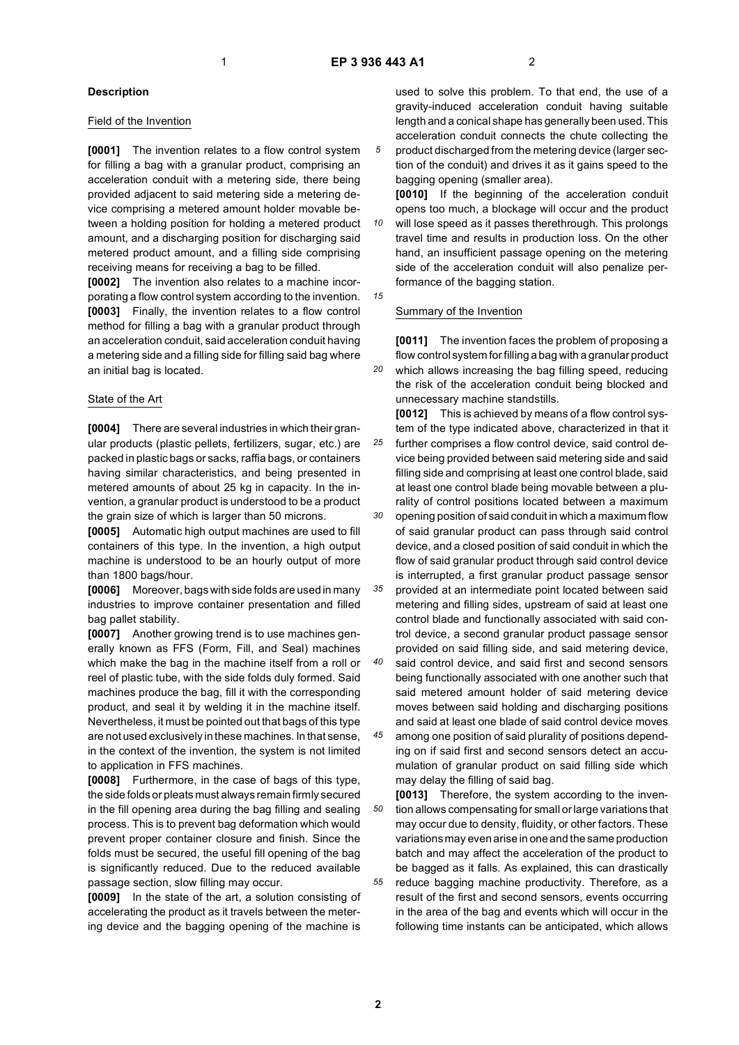## Description

### Field of the Invention

**[0001]** The invention relates to a flow control system for filling a bag with a granular product, comprising an acceleration conduit with a metering side, there being provided adjacent to said metering side a metering device comprising a metered amount holder movable between a holding position for holding a metered product amount, and a discharging position for discharging said metered product amount, and a filling side comprising receiving means for receiving a bag to be filled.

**[0002]** The invention also relates to a machine incorporating a flow control system according to the invention.

**[0003]** Finally, the invention relates to a flow control method for filling a bag with a granular product through an acceleration conduit, said acceleration conduit having a metering side and a filling side for filling said bag where an initial bag is located.

### State of the Art

**[0004]** There are several industries in which their granular products (plastic pellets, fertilizers, sugar, etc.) are packed in plastic bags or sacks, raffia bags, or containers having similar characteristics, and being presented in metered amounts of about 25 kg in capacity. In the invention, a granular product is understood to be a product the grain size of which is larger than 50 microns.

**[0005]** Automatic high output machines are used to fill containers of this type. In the invention, a high output machine is understood to be an hourly output of more than 1800 bags/hour.

**[0006]** Moreover, bags with side folds are used in many industries to improve container presentation and filled bag pallet stability.

**[0007]** Another growing trend is to use machines generally known as FFS (Form, Fill, and Seal) machines which make the bag in the machine itself from a roll or reel of plastic tube, with the side folds duly formed. Said machines produce the bag, fill it with the corresponding product, and seal it by welding it in the machine itself. Nevertheless, it must be pointed out that bags of this type are not used exclusively in these machines. In that sense, in the context of the invention, the system is not limited to application in FFS machines.

**[0008]** Furthermore, in the case of bags of this type, the side folds or pleats must always remain firmly secured in the fill opening area during the bag filling and sealing process. This is to prevent bag deformation which would prevent proper container closure and finish. Since the folds must be secured, the useful fill opening of the bag is significantly reduced. Due to the reduced available passage section, slow filling may occur.

**[0009]** In the state of the art, a solution consisting of accelerating the product as it travels between the metering device and the bagging opening of the machine is used to solve this problem. To that end, the use of a gravity-induced acceleration conduit having suitable length and a conical shape has generally been used. This acceleration conduit connects the chute collecting the product discharged from the metering device (larger section of the conduit) and drives it as it gains speed to the bagging opening (smaller area).

**[0010]** If the beginning of the acceleration conduit opens too much, a blockage will occur and the product will lose speed as it passes therethrough. This prolongs travel time and results in production loss. On the other hand, an insufficient passage opening on the metering side of the acceleration conduit will also penalize performance of the bagging station.

### Summary of the Invention

**[0011]** The invention faces the problem of proposing a flow control system for filling a bag with a granular product which allows increasing the bag filling speed, reducing the risk of the acceleration conduit being blocked and unnecessary machine standstills.

**[0012]** This is achieved by means of a flow control system of the type indicated above, characterized in that it further comprises a flow control device, said control device being provided between said metering side and said filling side and comprising at least one control blade, said at least one control blade being movable between a plurality of control positions located between a maximum opening position of said conduit in which a maximum flow of said granular product can pass through said control device, and a closed position of said conduit in which the flow of said granular product through said control device is interrupted, a first granular product passage sensor provided at an intermediate point located between said metering and filling sides, upstream of said at least one control blade and functionally associated with said control device, a second granular product passage sensor provided on said filling side, and said metering device, said control device, and said first and second sensors being functionally associated with one another such that said metered amount holder of said metering device moves between said holding and discharging positions and said at least one blade of said control device moves among one position of said plurality of positions depending on if said first and second sensors detect an accumulation of granular product on said filling side which may delay the filling of said bag.

**[0013]** Therefore, the system according to the invention allows compensating for small or large variations that may occur due to density, fluidity, or other factors. These variations may even arise in one and the same production batch and may affect the acceleration of the product to be bagged as it falls. As explained, this can drastically reduce bagging machine productivity. Therefore, as a result of the first and second sensors, events occurring in the area of the bag and events which will occur in the following time instants can be anticipated, which allows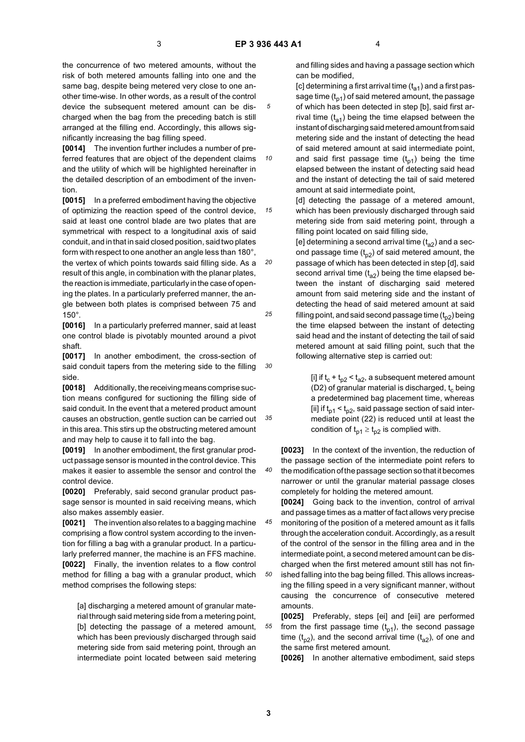the concurrence of two metered amounts, without the risk of both metered amounts falling into one and the same bag, despite being metered very close to one another time-wise. In other words, as a result of the control device the subsequent metered amount can be discharged when the bag from the preceding batch is still arranged at the filling end. Accordingly, this allows significantly increasing the bag filling speed.

**[0014]** The invention further includes a number of preferred features that are object of the dependent claims and the utility of which will be highlighted hereinafter in the detailed description of an embodiment of the invention.

**[0015]** In a preferred embodiment having the objective of optimizing the reaction speed of the control device, said at least one control blade are two plates that are symmetrical with respect to a longitudinal axis of said conduit, and in that in said closed position, said two plates form with respect to one another an angle less than 180°, the vertex of which points towards said filling side. As a result of this angle, in combination with the planar plates, the reaction is immediate, particularly in the case of opening the plates. In a particularly preferred manner, the angle between both plates is comprised between 75 and 150°.

**[0016]** In a particularly preferred manner, said at least one control blade is pivotably mounted around a pivot shaft.

**[0017]** In another embodiment, the cross-section of said conduit tapers from the metering side to the filling side.

**[0018]** Additionally, the receiving means comprise suction means configured for suctioning the filling side of said conduit. In the event that a metered product amount causes an obstruction, gentle suction can be carried out in this area. This stirs up the obstructing metered amount and may help to cause it to fall into the bag.

**[0019]** In another embodiment, the first granular product passage sensor is mounted in the control device. This makes it easier to assemble the sensor and control the control device.

**[0020]** Preferably, said second granular product passage sensor is mounted in said receiving means, which also makes assembly easier.

**[0021]** The invention also relates to a bagging machine comprising a flow control system according to the invention for filling a bag with a granular product. In a particularly preferred manner, the machine is an FFS machine.

**[0022]** Finally, the invention relates to a flow control method for filling a bag with a granular product, which method comprises the following steps:

[a] discharging a metered amount of granular material through said metering side from a metering point,

[b] detecting the passage of a metered amount, which has been previously discharged through said metering side from said metering point, through an intermediate point located between said metering and filling sides and having a passage section which can be modified,

[c] determining a first arrival time ($t_{a1}$) and a first passage time ($t_{p1}$) of said metered amount, the passage of which has been detected in step [b], said first arrival time ($t_{a1}$) being the time elapsed between the instant of discharging said metered amount from said metering side and the instant of detecting the head of said metered amount at said intermediate point, and said first passage time ($t_{p1}$) being the time elapsed between the instant of detecting said head and the instant of detecting the tail of said metered amount at said intermediate point,

[d] detecting the passage of a metered amount, which has been previously discharged through said metering side from said metering point, through a filling point located on said filling side,

[e] determining a second arrival time ($t_{a2}$) and a second passage time ($t_{p2}$) of said metered amount, the passage of which has been detected in step [d], said second arrival time ($t_{a2}$) being the time elapsed between the instant of discharging said metered amount from said metering side and the instant of detecting the head of said metered amount at said filling point, and said second passage time ($t_{p2}$) being the time elapsed between the instant of detecting said head and the instant of detecting the tail of said metered amount at said filling point, such that the following alternative step is carried out:

> [i] if $t_c + t_{p2} < t_{a2}$, a subsequent metered amount (D2) of granular material is discharged, $t_c$ being a predetermined bag placement time, whereas
> [ii] if $t_{p1} < t_{p2}$, said passage section of said intermediate point (22) is reduced until at least the condition of $t_{p1} \geq t_{p2}$ is complied with.

**[0023]** In the context of the invention, the reduction of the passage section of the intermediate point refers to the modification of the passage section so that it becomes narrower or until the granular material passage closes completely for holding the metered amount.

**[0024]** Going back to the invention, control of arrival and passage times as a matter of fact allows very precise monitoring of the position of a metered amount as it falls through the acceleration conduit. Accordingly, as a result of the control of the sensor in the filling area and in the intermediate point, a second metered amount can be discharged when the first metered amount still has not finished falling into the bag being filled. This allows increasing the filling speed in a very significant manner, without causing the concurrence of consecutive metered amounts.

**[0025]** Preferably, steps [ei] and [eii] are performed from the first passage time ($t_{p1}$), the second passage time ($t_{p2}$), and the second arrival time ($t_{a2}$), of one and the same first metered amount.

**[0026]** In another alternative embodiment, said steps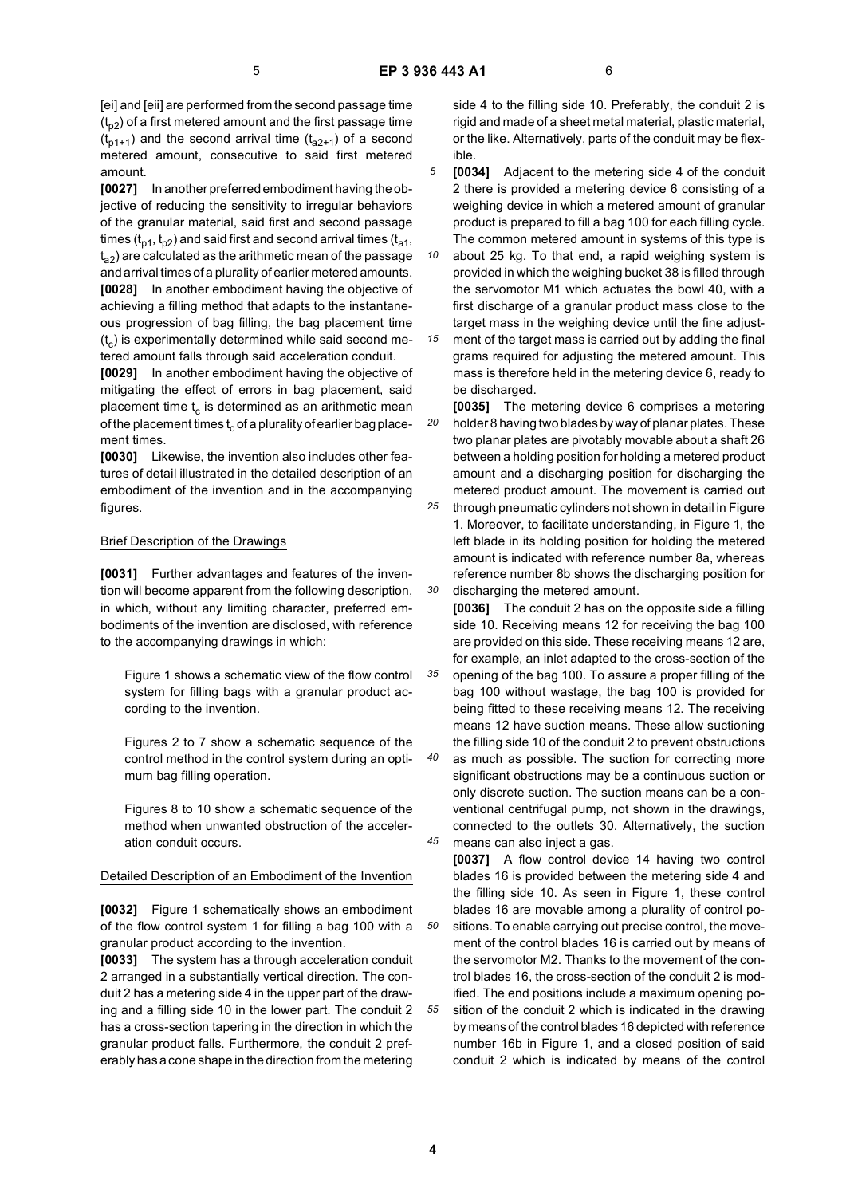[ei] and [eii] are performed from the second passage time ($t_{p2}$) of a first metered amount and the first passage time ($t_{p1+1}$) and the second arrival time ($t_{a2+1}$) of a second metered amount, consecutive to said first metered amount.

**[0027]** In another preferred embodiment having the objective of reducing the sensitivity to irregular behaviors of the granular material, said first and second passage times ($t_{p1}$, $t_{p2}$) and said first and second arrival times ($t_{a1}$, $t_{a2}$) are calculated as the arithmetic mean of the passage and arrival times of a plurality of earlier metered amounts.

**[0028]** In another embodiment having the objective of achieving a filling method that adapts to the instantaneous progression of bag filling, the bag placement time ($t_c$) is experimentally determined while said second metered amount falls through said acceleration conduit.

**[0029]** In another embodiment having the objective of mitigating the effect of errors in bag placement, said placement time $t_c$ is determined as an arithmetic mean of the placement times $t_c$ of a plurality of earlier bag placement times.

**[0030]** Likewise, the invention also includes other features of detail illustrated in the detailed description of an embodiment of the invention and in the accompanying figures.

## Brief Description of the Drawings

**[0031]** Further advantages and features of the invention will become apparent from the following description, in which, without any limiting character, preferred embodiments of the invention are disclosed, with reference to the accompanying drawings in which:

Figure 1 shows a schematic view of the flow control system for filling bags with a granular product according to the invention.

Figures 2 to 7 show a schematic sequence of the control method in the control system during an optimum bag filling operation.

Figures 8 to 10 show a schematic sequence of the method when unwanted obstruction of the acceleration conduit occurs.

## Detailed Description of an Embodiment of the Invention

**[0032]** Figure 1 schematically shows an embodiment of the flow control system 1 for filling a bag 100 with a granular product according to the invention.

**[0033]** The system has a through acceleration conduit 2 arranged in a substantially vertical direction. The conduit 2 has a metering side 4 in the upper part of the drawing and a filling side 10 in the lower part. The conduit 2 has a cross-section tapering in the direction in which the granular product falls. Furthermore, the conduit 2 preferably has a cone shape in the direction from the metering side 4 to the filling side 10. Preferably, the conduit 2 is rigid and made of a sheet metal material, plastic material, or the like. Alternatively, parts of the conduit may be flexible.

**[0034]** Adjacent to the metering side 4 of the conduit 2 there is provided a metering device 6 consisting of a weighing device in which a metered amount of granular product is prepared to fill a bag 100 for each filling cycle. The common metered amount in systems of this type is about 25 kg. To that end, a rapid weighing system is provided in which the weighing bucket 38 is filled through the servomotor M1 which actuates the bowl 40, with a first discharge of a granular product mass close to the target mass in the weighing device until the fine adjustment of the target mass is carried out by adding the final grams required for adjusting the metered amount. This mass is therefore held in the metering device 6, ready to be discharged.

**[0035]** The metering device 6 comprises a metering holder 8 having two blades by way of planar plates. These two planar plates are pivotably movable about a shaft 26 between a holding position for holding a metered product amount and a discharging position for discharging the metered product amount. The movement is carried out through pneumatic cylinders not shown in detail in Figure 1. Moreover, to facilitate understanding, in Figure 1, the left blade in its holding position for holding the metered amount is indicated with reference number 8a, whereas reference number 8b shows the discharging position for discharging the metered amount.

**[0036]** The conduit 2 has on the opposite side a filling side 10. Receiving means 12 for receiving the bag 100 are provided on this side. These receiving means 12 are, for example, an inlet adapted to the cross-section of the opening of the bag 100. To assure a proper filling of the bag 100 without wastage, the bag 100 is provided for being fitted to these receiving means 12. The receiving means 12 have suction means. These allow suctioning the filling side 10 of the conduit 2 to prevent obstructions as much as possible. The suction for correcting more significant obstructions may be a continuous suction or only discrete suction. The suction means can be a conventional centrifugal pump, not shown in the drawings, connected to the outlets 30. Alternatively, the suction means can also inject a gas.

**[0037]** A flow control device 14 having two control blades 16 is provided between the metering side 4 and the filling side 10. As seen in Figure 1, these control blades 16 are movable among a plurality of control positions. To enable carrying out precise control, the movement of the control blades 16 is carried out by means of the servomotor M2. Thanks to the movement of the control blades 16, the cross-section of the conduit 2 is modified. The end positions include a maximum opening position of the conduit 2 which is indicated in the drawing by means of the control blades 16 depicted with reference number 16b in Figure 1, and a closed position of said conduit 2 which is indicated by means of the control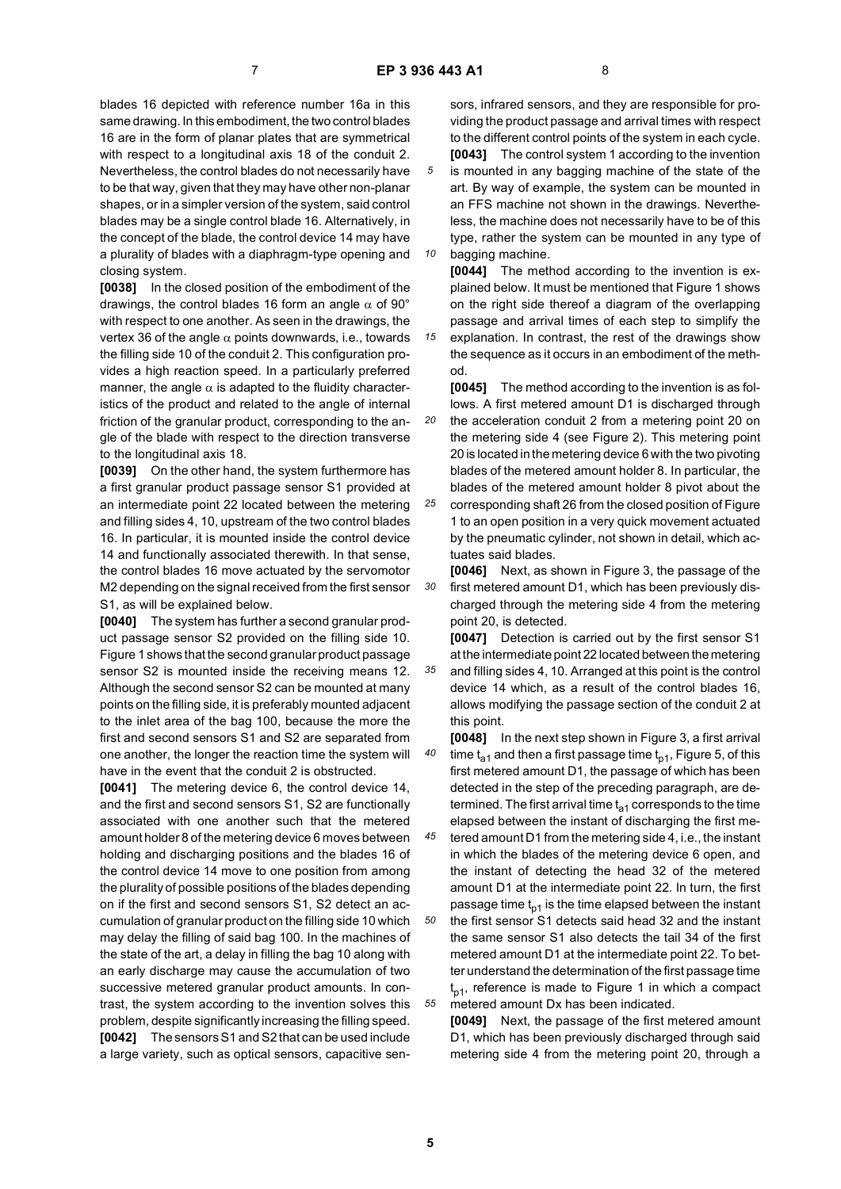blades 16 depicted with reference number 16a in this same drawing. In this embodiment, the two control blades 16 are in the form of planar plates that are symmetrical with respect to a longitudinal axis 18 of the conduit 2. Nevertheless, the control blades do not necessarily have to be that way, given that they may have other non-planar shapes, or in a simpler version of the system, said control blades may be a single control blade 16. Alternatively, in the concept of the blade, the control device 14 may have a plurality of blades with a diaphragm-type opening and closing system.

**[0038]** In the closed position of the embodiment of the drawings, the control blades 16 form an angle $\alpha$ of 90° with respect to one another. As seen in the drawings, the vertex 36 of the angle $\alpha$ points downwards, i.e., towards the filling side 10 of the conduit 2. This configuration provides a high reaction speed. In a particularly preferred manner, the angle $\alpha$ is adapted to the fluidity characteristics of the product and related to the angle of internal friction of the granular product, corresponding to the angle of the blade with respect to the direction transverse to the longitudinal axis 18.

**[0039]** On the other hand, the system furthermore has a first granular product passage sensor S1 provided at an intermediate point 22 located between the metering and filling sides 4, 10, upstream of the two control blades 16. In particular, it is mounted inside the control device 14 and functionally associated therewith. In that sense, the control blades 16 move actuated by the servomotor M2 depending on the signal received from the first sensor S1, as will be explained below.

**[0040]** The system has further a second granular product passage sensor S2 provided on the filling side 10. Figure 1 shows that the second granular product passage sensor S2 is mounted inside the receiving means 12. Although the second sensor S2 can be mounted at many points on the filling side, it is preferably mounted adjacent to the inlet area of the bag 100, because the more the first and second sensors S1 and S2 are separated from one another, the longer the reaction time the system will have in the event that the conduit 2 is obstructed.

**[0041]** The metering device 6, the control device 14, and the first and second sensors S1, S2 are functionally associated with one another such that the metered amount holder 8 of the metering device 6 moves between holding and discharging positions and the blades 16 of the control device 14 move to one position from among the plurality of possible positions of the blades depending on if the first and second sensors S1, S2 detect an accumulation of granular product on the filling side 10 which may delay the filling of said bag 100. In the machines of the state of the art, a delay in filling the bag 10 along with an early discharge may cause the accumulation of two successive metered granular product amounts. In contrast, the system according to the invention solves this problem, despite significantly increasing the filling speed.

**[0042]** The sensors S1 and S2 that can be used include a large variety, such as optical sensors, capacitive sensors, infrared sensors, and they are responsible for providing the product passage and arrival times with respect to the different control points of the system in each cycle.

**[0043]** The control system 1 according to the invention is mounted in any bagging machine of the state of the art. By way of example, the system can be mounted in an FFS machine not shown in the drawings. Nevertheless, the machine does not necessarily have to be of this type, rather the system can be mounted in any type of bagging machine.

**[0044]** The method according to the invention is explained below. It must be mentioned that Figure 1 shows on the right side thereof a diagram of the overlapping passage and arrival times of each step to simplify the explanation. In contrast, the rest of the drawings show the sequence as it occurs in an embodiment of the method.

**[0045]** The method according to the invention is as follows. A first metered amount D1 is discharged through the acceleration conduit 2 from a metering point 20 on the metering side 4 (see Figure 2). This metering point 20 is located in the metering device 6 with the two pivoting blades of the metered amount holder 8. In particular, the blades of the metered amount holder 8 pivot about the corresponding shaft 26 from the closed position of Figure 1 to an open position in a very quick movement actuated by the pneumatic cylinder, not shown in detail, which actuates said blades.

**[0046]** Next, as shown in Figure 3, the passage of the first metered amount D1, which has been previously discharged through the metering side 4 from the metering point 20, is detected.

**[0047]** Detection is carried out by the first sensor S1 at the intermediate point 22 located between the metering and filling sides 4, 10. Arranged at this point is the control device 14 which, as a result of the control blades 16, allows modifying the passage section of the conduit 2 at this point.

**[0048]** In the next step shown in Figure 3, a first arrival time $t_{a1}$ and then a first passage time $t_{p1}$, Figure 5, of this first metered amount D1, the passage of which has been detected in the step of the preceding paragraph, are determined. The first arrival time $t_{a1}$ corresponds to the time elapsed between the instant of discharging the first metered amount D1 from the metering side 4, i.e., the instant in which the blades of the metering device 6 open, and the instant of detecting the head 32 of the metered amount D1 at the intermediate point 22. In turn, the first passage time $t_{p1}$ is the time elapsed between the instant the first sensor S1 detects said head 32 and the instant the same sensor S1 also detects the tail 34 of the first metered amount D1 at the intermediate point 22. To better understand the determination of the first passage time $t_{p1}$, reference is made to Figure 1 in which a compact metered amount Dx has been indicated.

**[0049]** Next, the passage of the first metered amount D1, which has been previously discharged through said metering side 4 from the metering point 20, through a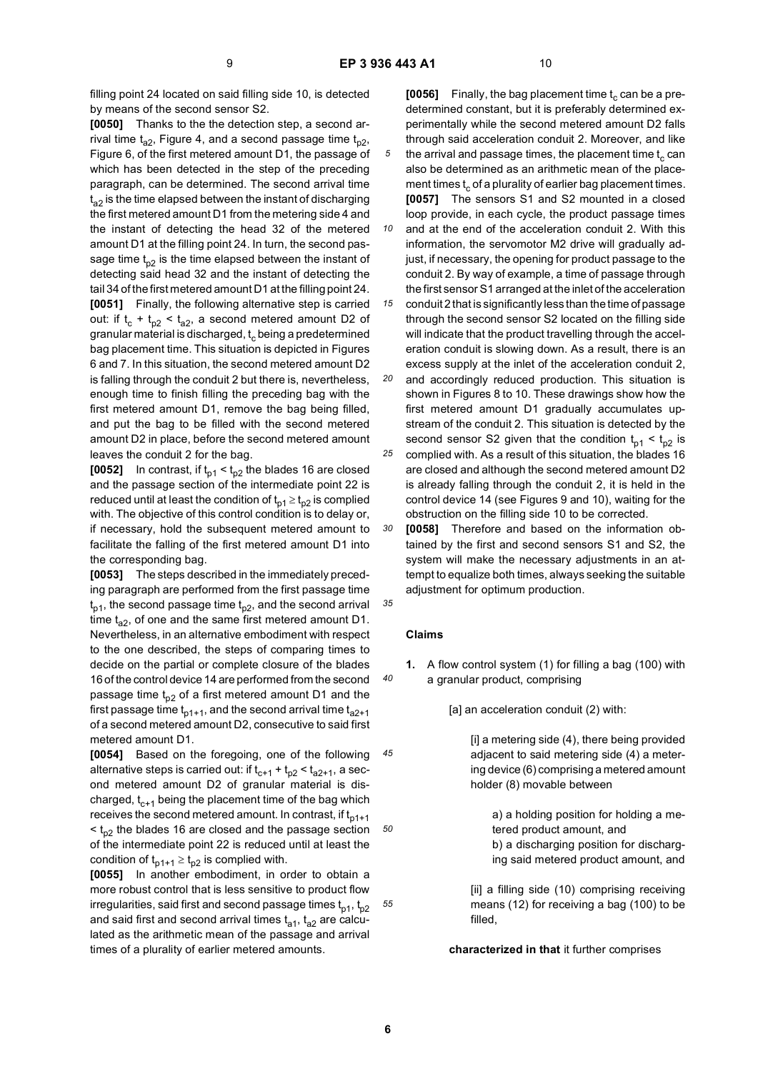filling point 24 located on said filling side 10, is detected by means of the second sensor S2.

**[0050]** Thanks to the the detection step, a second arrival time $t_{a2}$, Figure 4, and a second passage time $t_{p2}$, Figure 6, of the first metered amount D1, the passage of which has been detected in the step of the preceding paragraph, can be determined. The second arrival time $t_{a2}$ is the time elapsed between the instant of discharging the first metered amount D1 from the metering side 4 and the instant of detecting the head 32 of the metered amount D1 at the filling point 24. In turn, the second passage time $t_{p2}$ is the time elapsed between the instant of detecting said head 32 and the instant of detecting the tail 34 of the first metered amount D1 at the filling point 24.

**[0051]** Finally, the following alternative step is carried out: if $t_c + t_{p2} < t_{a2}$, a second metered amount D2 of granular material is discharged, $t_c$ being a predetermined bag placement time. This situation is depicted in Figures 6 and 7. In this situation, the second metered amount D2 is falling through the conduit 2 but there is, nevertheless, enough time to finish filling the preceding bag with the first metered amount D1, remove the bag being filled, and put the bag to be filled with the second metered amount D2 in place, before the second metered amount leaves the conduit 2 for the bag.

**[0052]** In contrast, if $t_{p1} < t_{p2}$ the blades 16 are closed and the passage section of the intermediate point 22 is reduced until at least the condition of $t_{p1} \geq t_{p2}$ is complied with. The objective of this control condition is to delay or, if necessary, hold the subsequent metered amount to facilitate the falling of the first metered amount D1 into the corresponding bag.

**[0053]** The steps described in the immediately preceding paragraph are performed from the first passage time $t_{p1}$, the second passage time $t_{p2}$, and the second arrival time $t_{a2}$, of one and the same first metered amount D1. Nevertheless, in an alternative embodiment with respect to the one described, the steps of comparing times to decide on the partial or complete closure of the blades 16 of the control device 14 are performed from the second passage time $t_{p2}$ of a first metered amount D1 and the first passage time $t_{p1+1}$, and the second arrival time $t_{a2+1}$ of a second metered amount D2, consecutive to said first metered amount D1.

**[0054]** Based on the foregoing, one of the following alternative steps is carried out: if $t_{c+1} + t_{p2} < t_{a2+1}$, a second metered amount D2 of granular material is discharged, $t_{c+1}$ being the placement time of the bag which receives the second metered amount. In contrast, if $t_{p1+1} < t_{p2}$ the blades 16 are closed and the passage section of the intermediate point 22 is reduced until at least the condition of $t_{p1+1} \geq t_{p2}$ is complied with.

**[0055]** In another embodiment, in order to obtain a more robust control that is less sensitive to product flow irregularities, said first and second passage times $t_{p1}$, $t_{p2}$ and said first and second arrival times $t_{a1}$, $t_{a2}$ are calculated as the arithmetic mean of the passage and arrival times of a plurality of earlier metered amounts.

**[0056]** Finally, the bag placement time $t_c$ can be a predetermined constant, but it is preferably determined experimentally while the second metered amount D2 falls through said acceleration conduit 2. Moreover, and like the arrival and passage times, the placement time $t_c$ can also be determined as an arithmetic mean of the placement times $t_c$ of a plurality of earlier bag placement times.

**[0057]** The sensors S1 and S2 mounted in a closed loop provide, in each cycle, the product passage times and at the end of the acceleration conduit 2. With this information, the servomotor M2 drive will gradually adjust, if necessary, the opening for product passage to the conduit 2. By way of example, a time of passage through the first sensor S1 arranged at the inlet of the acceleration conduit 2 that is significantly less than the time of passage through the second sensor S2 located on the filling side will indicate that the product travelling through the acceleration conduit is slowing down. As a result, there is an excess supply at the inlet of the acceleration conduit 2, and accordingly reduced production. This situation is shown in Figures 8 to 10. These drawings show how the first metered amount D1 gradually accumulates upstream of the conduit 2. This situation is detected by the second sensor S2 given that the condition $t_{p1} < t_{p2}$ is complied with. As a result of this situation, the blades 16 are closed and although the second metered amount D2 is already falling through the conduit 2, it is held in the control device 14 (see Figures 9 and 10), waiting for the obstruction on the filling side 10 to be corrected.

**[0058]** Therefore and based on the information obtained by the first and second sensors S1 and S2, the system will make the necessary adjustments in an attempt to equalize both times, always seeking the suitable adjustment for optimum production.

## Claims

1. A flow control system (1) for filling a bag (100) with a granular product, comprising

   [a] an acceleration conduit (2) with:

   [i] a metering side (4), there being provided adjacent to said metering side (4) a metering device (6) comprising a metered amount holder (8) movable between

   a) a holding position for holding a metered product amount, and
   b) a discharging position for discharging said metered product amount, and

   [ii] a filling side (10) comprising receiving means (12) for receiving a bag (100) to be filled,

   **characterized in that** it further comprises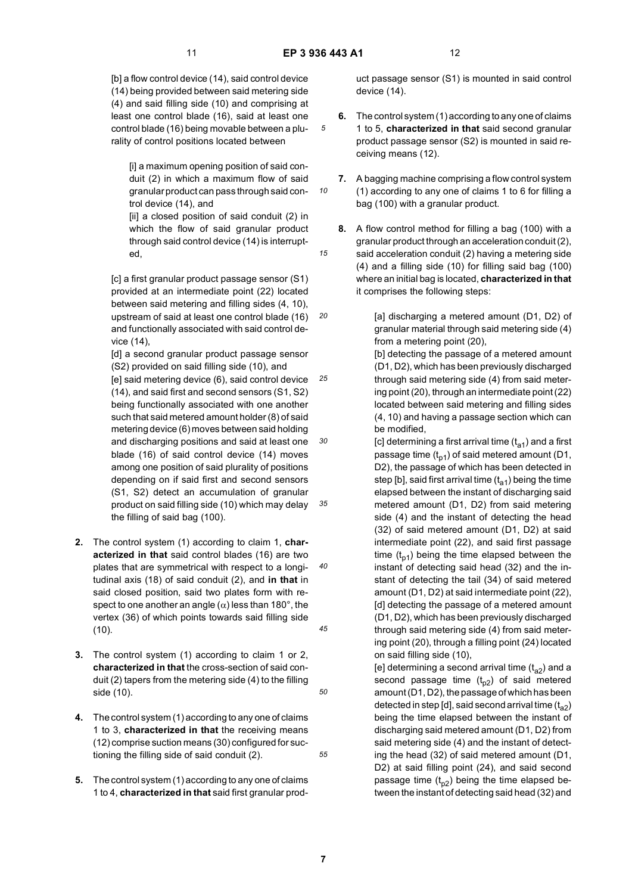[b] a flow control device (14), said control device (14) being provided between said metering side (4) and said filling side (10) and comprising at least one control blade (16), said at least one control blade (16) being movable between a plurality of control positions located between

[i] a maximum opening position of said conduit (2) in which a maximum flow of said granular product can pass through said control device (14), and

[ii] a closed position of said conduit (2) in which the flow of said granular product through said control device (14) is interrupted,

[c] a first granular product passage sensor (S1) provided at an intermediate point (22) located between said metering and filling sides (4, 10), upstream of said at least one control blade (16) and functionally associated with said control device (14),

[d] a second granular product passage sensor (S2) provided on said filling side (10), and

[e] said metering device (6), said control device (14), and said first and second sensors (S1, S2) being functionally associated with one another such that said metered amount holder (8) of said metering device (6) moves between said holding and discharging positions and said at least one blade (16) of said control device (14) moves among one position of said plurality of positions depending on if said first and second sensors (S1, S2) detect an accumulation of granular product on said filling side (10) which may delay the filling of said bag (100).

**2.** The control system (1) according to claim 1, **characterized in that** said control blades (16) are two plates that are symmetrical with respect to a longitudinal axis (18) of said conduit (2), and **in that** in said closed position, said two plates form with respect to one another an angle ($\alpha$) less than 180°, the vertex (36) of which points towards said filling side (10).

**3.** The control system (1) according to claim 1 or 2, **characterized in that** the cross-section of said conduit (2) tapers from the metering side (4) to the filling side (10).

**4.** The control system (1) according to any one of claims 1 to 3, **characterized in that** the receiving means (12) comprise suction means (30) configured for suctioning the filling side of said conduit (2).

**5.** The control system (1) according to any one of claims 1 to 4, **characterized in that** said first granular product passage sensor (S1) is mounted in said control device (14).

**6.** The control system (1) according to any one of claims 1 to 5, **characterized in that** said second granular product passage sensor (S2) is mounted in said receiving means (12).

**7.** A bagging machine comprising a flow control system (1) according to any one of claims 1 to 6 for filling a bag (100) with a granular product.

**8.** A flow control method for filling a bag (100) with a granular product through an acceleration conduit (2), said acceleration conduit (2) having a metering side (4) and a filling side (10) for filling said bag (100) where an initial bag is located, **characterized in that** it comprises the following steps:

[a] discharging a metered amount (D1, D2) of granular material through said metering side (4) from a metering point (20),

[b] detecting the passage of a metered amount (D1, D2), which has been previously discharged through said metering side (4) from said metering point (20), through an intermediate point (22) located between said metering and filling sides (4, 10) and having a passage section which can be modified,

[c] determining a first arrival time ($t_{a1}$) and a first passage time ($t_{p1}$) of said metered amount (D1, D2), the passage of which has been detected in step [b], said first arrival time ($t_{a1}$) being the time elapsed between the instant of discharging said metered amount (D1, D2) from said metering side (4) and the instant of detecting the head (32) of said metered amount (D1, D2) at said intermediate point (22), and said first passage time ($t_{p1}$) being the time elapsed between the instant of detecting said head (32) and the instant of detecting the tail (34) of said metered amount (D1, D2) at said intermediate point (22),

[d] detecting the passage of a metered amount (D1, D2), which has been previously discharged through said metering side (4) from said metering point (20), through a filling point (24) located on said filling side (10),

[e] determining a second arrival time ($t_{a2}$) and a second passage time ($t_{p2}$) of said metered amount (D1, D2), the passage of which has been detected in step [d], said second arrival time ($t_{a2}$) being the time elapsed between the instant of discharging said metered amount (D1, D2) from said metering side (4) and the instant of detecting the head (32) of said metered amount (D1, D2) at said filling point (24), and said second passage time ($t_{p2}$) being the time elapsed between the instant of detecting said head (32) and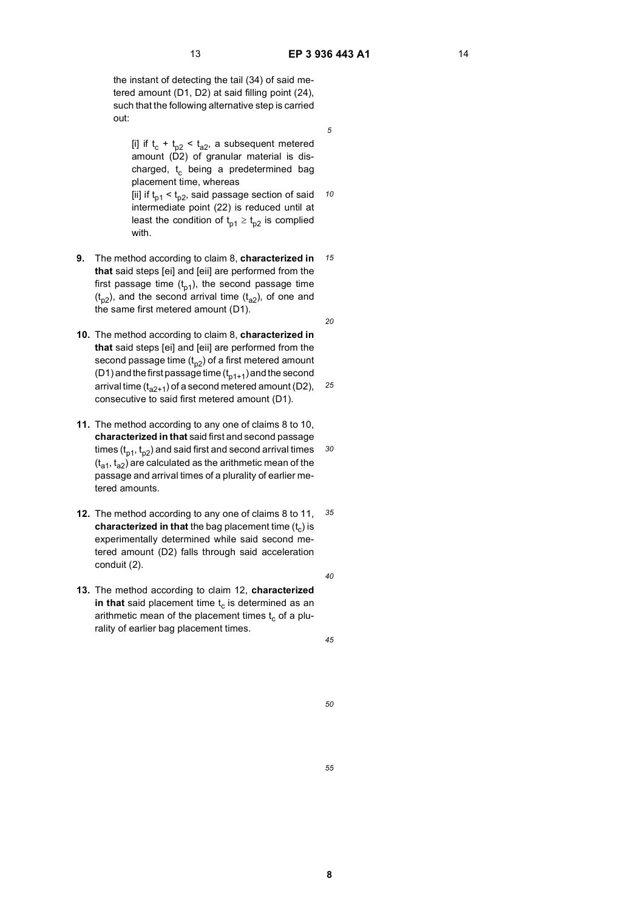the instant of detecting the tail (34) of said metered amount (D1, D2) at said filling point (24), such that the following alternative step is carried out:

[i] if $t_c + t_{p2} < t_{a2}$, a subsequent metered amount (D2) of granular material is discharged, $t_c$ being a predetermined bag placement time, whereas

[ii] if $t_{p1} < t_{p2}$, said passage section of said intermediate point (22) is reduced until at least the condition of $t_{p1} \geq t_{p2}$ is complied with.

**9.** The method according to claim 8, **characterized in that** said steps [ei] and [eii] are performed from the first passage time ($t_{p1}$), the second passage time ($t_{p2}$), and the second arrival time ($t_{a2}$), of one and the same first metered amount (D1).

**10.** The method according to claim 8, **characterized in that** said steps [ei] and [eii] are performed from the second passage time ($t_{p2}$) of a first metered amount (D1) and the first passage time ($t_{p1+1}$) and the second arrival time ($t_{a2+1}$) of a second metered amount (D2), consecutive to said first metered amount (D1).

**11.** The method according to any one of claims 8 to 10, **characterized in that** said first and second passage times ($t_{p1}$, $t_{p2}$) and said first and second arrival times ($t_{a1}$, $t_{a2}$) are calculated as the arithmetic mean of the passage and arrival times of a plurality of earlier metered amounts.

**12.** The method according to any one of claims 8 to 11, **characterized in that** the bag placement time ($t_c$) is experimentally determined while said second metered amount (D2) falls through said acceleration conduit (2).

**13.** The method according to claim 12, **characterized in that** said placement time $t_c$ is determined as an arithmetic mean of the placement times $t_c$ of a plurality of earlier bag placement times.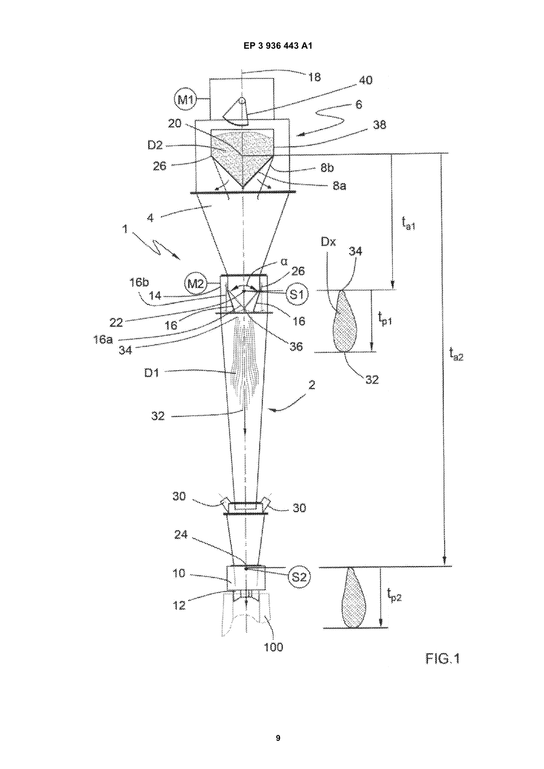FIG.1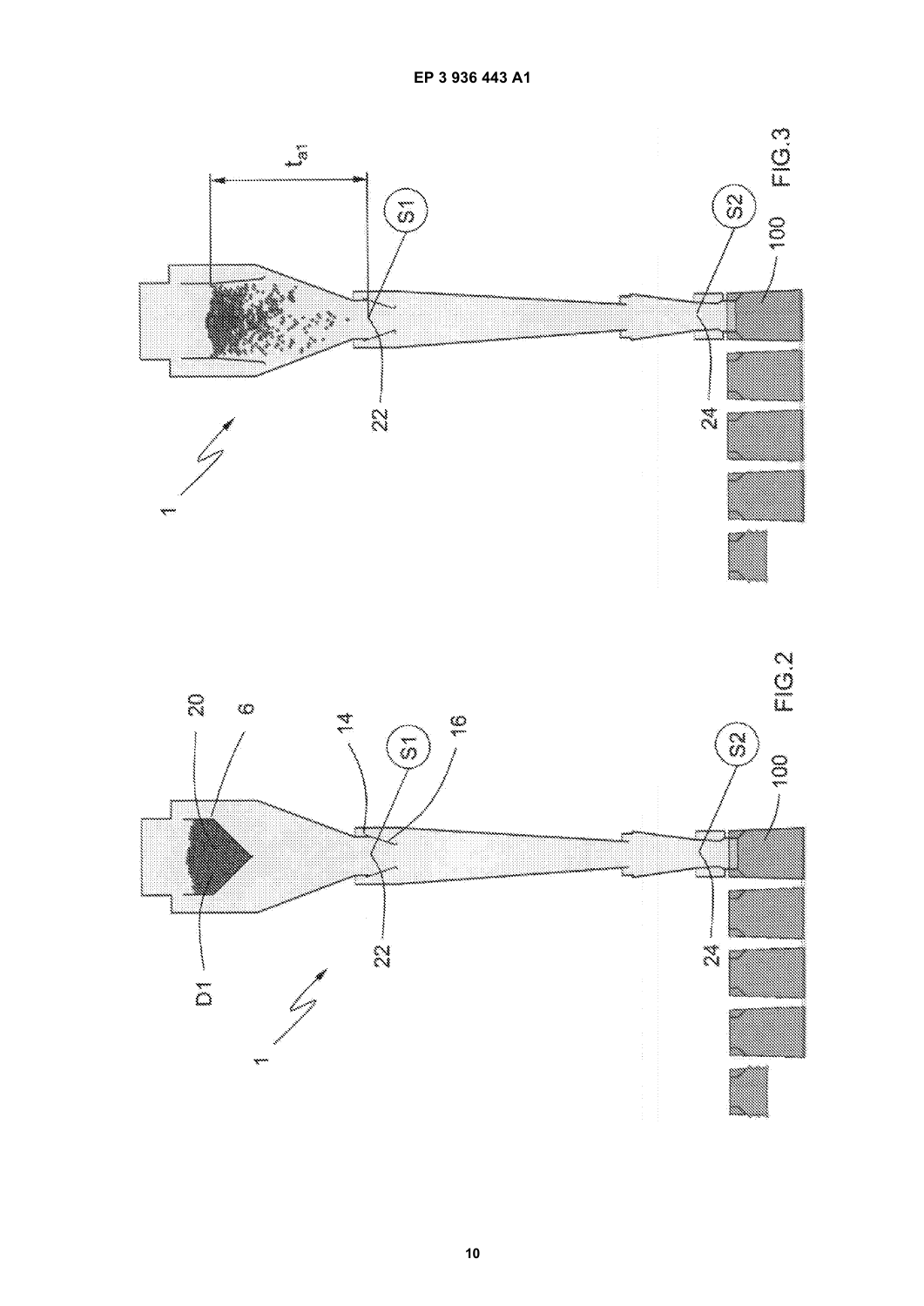FIG.2

FIG.3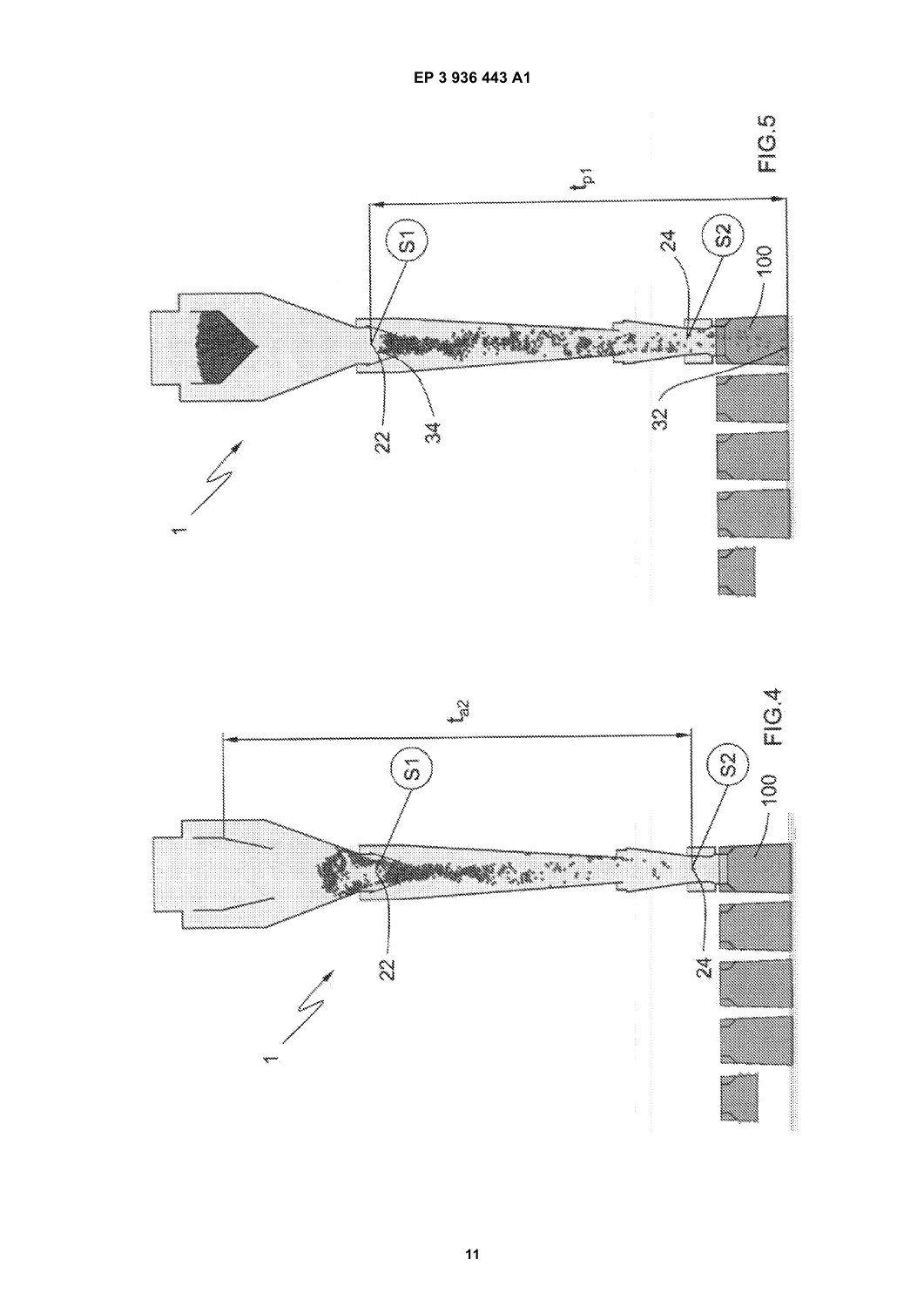FIG.4

FIG.5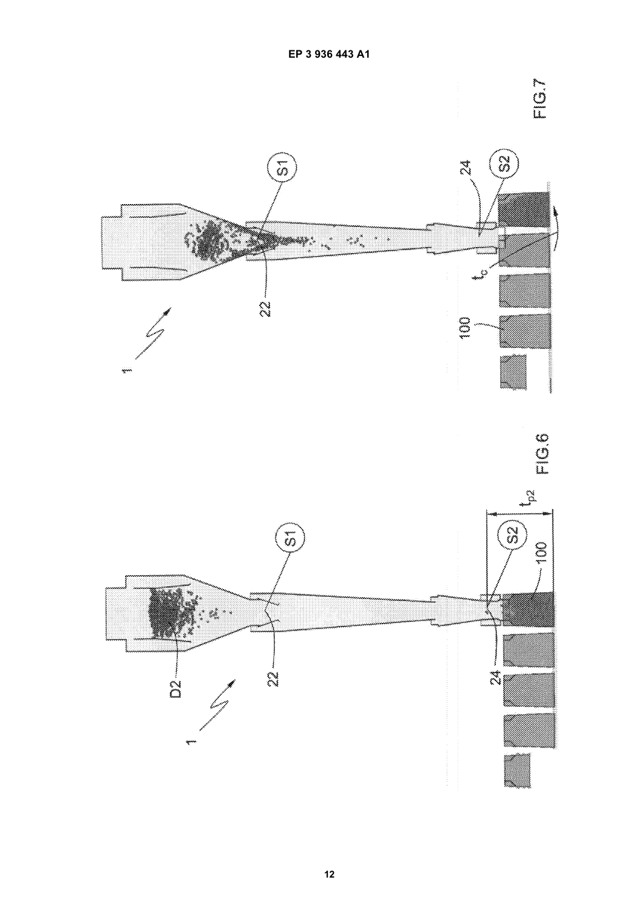FIG.6

FIG.7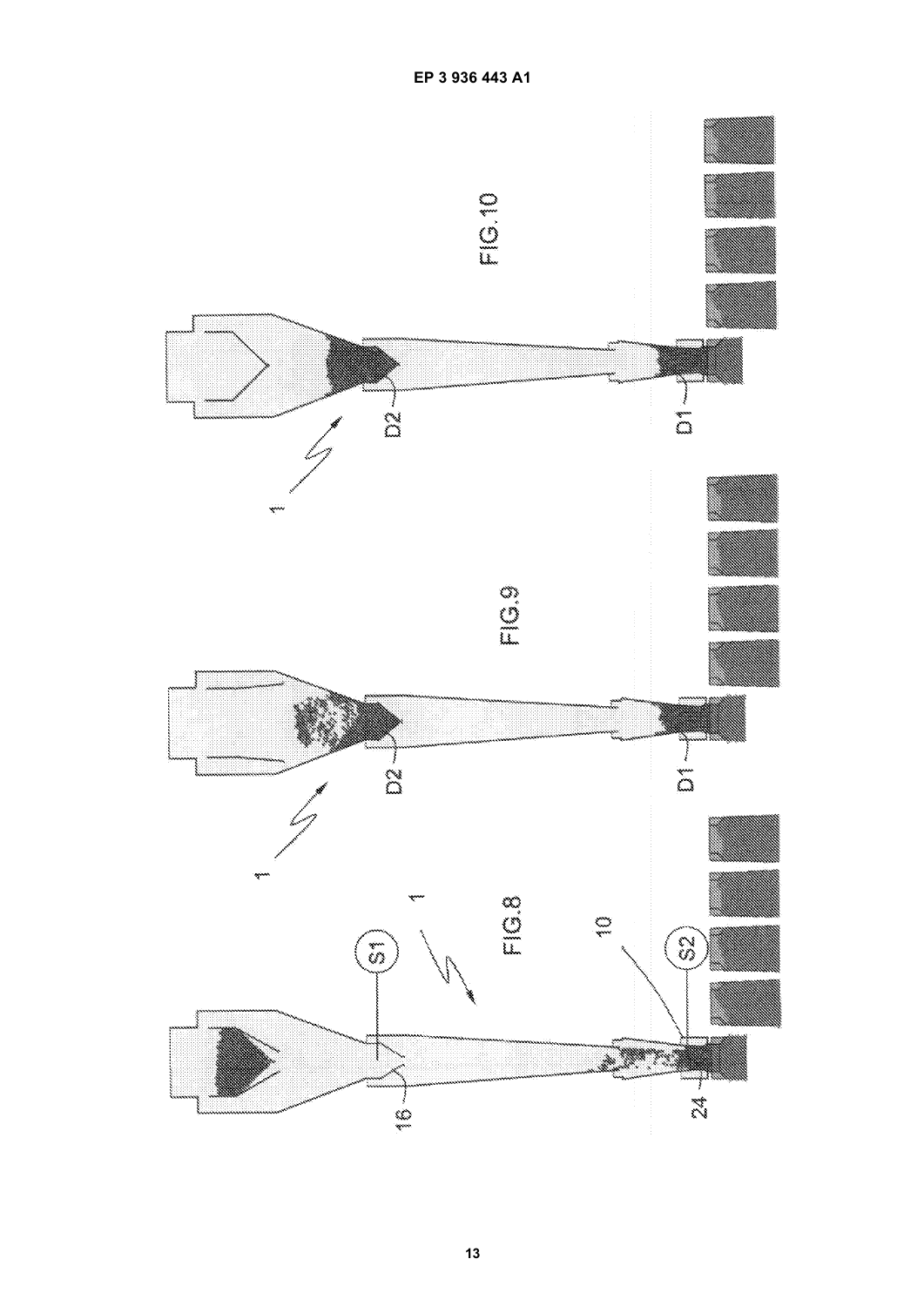FIG.8

FIG.9

FIG.10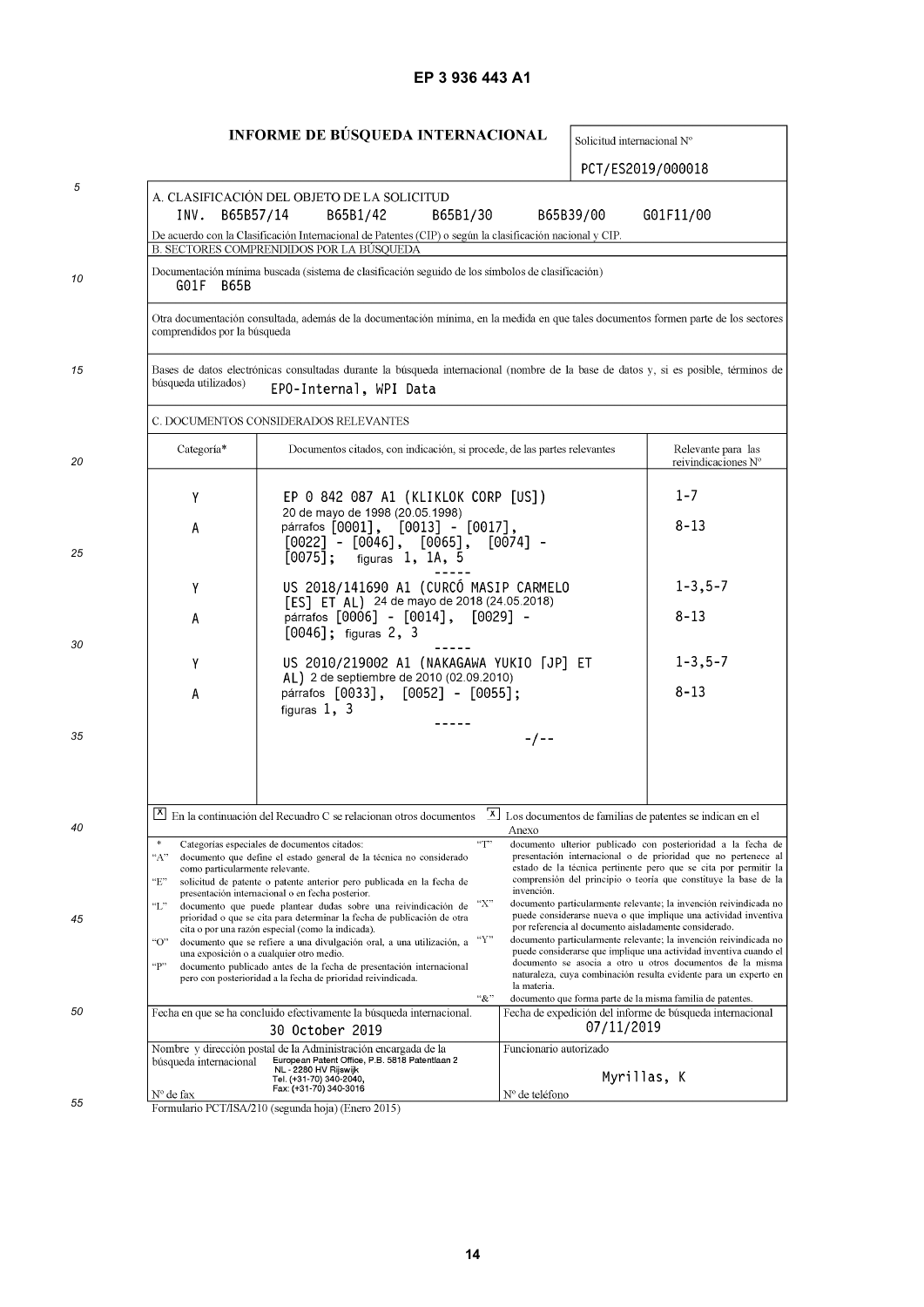# INFORME DE BÚSQUEDA INTERNACIONAL

Solicitud internacional Nº

PCT/ES2019/000018

A. CLASIFICACIÓN DEL OBJETO DE LA SOLICITUD

INV. B65B57/14 B65B1/42 B65B1/30 B65B39/00 G01F11/00

De acuerdo con la Clasificación Internacional de Patentes (CIP) o según la clasificación nacional y CIP.

B. SECTORES COMPRENDIDOS POR LA BÚSQUEDA

Documentación mínima buscada (sistema de clasificación seguido de los símbolos de clasificación)

G01F B65B

Otra documentación consultada, además de la documentación mínima, en la medida en que tales documentos formen parte de los sectores comprendidos por la búsqueda

Bases de datos electrónicas consultadas durante la búsqueda internacional (nombre de la base de datos y, si es posible, términos de búsqueda utilizados)

EPO-Internal, WPI Data

C. DOCUMENTOS CONSIDERADOS RELEVANTES

| Categoría* | Documentos citados, con indicación, si procede, de las partes relevantes | Relevante para las reivindicaciones Nº |
|---|---|---|
| Y | EP 0 842 087 A1 (KLIKLOK CORP [US]) 20 de mayo de 1998 (20.05.1998) | 1-7 |
| A | párrafos [0001], [0013] - [0017], [0022] - [0046], [0065], [0074] - [0075]; figuras 1, 1A, 5 | 8-13 |
| Y | US 2018/141690 A1 (CURCÓ MASIP CARMELO [ES] ET AL) 24 de mayo de 2018 (24.05.2018) | 1-3,5-7 |
| A | párrafos [0006] - [0014], [0029] - [0046]; figuras 2, 3 | 8-13 |
| Y | US 2010/219002 A1 (NAKAGAWA YUKIO [JP] ET AL) 2 de septiembre de 2010 (02.09.2010) | 1-3,5-7 |
| A | párrafos [0033], [0052] - [0055]; figuras 1, 3 | 8-13 |
| | -/-- | |

[X] En la continuación del Recuadro C se relacionan otros documentos

[X] Los documentos de familias de patentes se indican en el Anexo

\* Categorías especiales de documentos citados:

"A" documento que define el estado general de la técnica no considerado como particularmente relevante.

"E" solicitud de patente o patente anterior pero publicada en la fecha de presentación internacional o en fecha posterior.

"L" documento que puede plantear dudas sobre una reivindicación de prioridad o que se cita para determinar la fecha de publicación de otra cita o por una razón especial (como la indicada).

"O" documento que se refiere a una divulgación oral, a una utilización, a una exposición o a cualquier otro medio.

"P" documento publicado antes de la fecha de presentación internacional pero con posterioridad a la fecha de prioridad reivindicada.

"T" documento ulterior publicado con posterioridad a la fecha de presentación internacional o de prioridad que no pertenece al estado de la técnica pertinente pero que se cita por permitir la comprensión del principio o teoría que constituye la base de la invención.

"X" documento particularmente relevante; la invención reivindicada no puede considerarse nueva o que implique una actividad inventiva por referencia al documento aisladamente considerado.

"Y" documento particularmente relevante; la invención reivindicada no puede considerarse que implique una actividad inventiva cuando el documento se asocia a otro u otros documentos de la misma naturaleza, cuya combinación resulta evidente para un experto en la materia.

"&" documento que forma parte de la misma familia de patentes.

| Fecha en que se ha concluido efectivamente la búsqueda internacional. | Fecha de expedición del informe de búsqueda internacional |
|---|---|
| 30 October 2019 | 07/11/2019 |
| Nombre y dirección postal de la Administración encargada de la búsqueda internacional: European Patent Office, P.B. 5818 Patentlaan 2, NL - 2280 HV Rijswijk, Tel. (+31-70) 340-2040, Fax: (+31-70) 340-3016 | Funcionario autorizado: Myrillas, K |
| Nº de fax | Nº de teléfono |

Formulario PCT/ISA/210 (segunda hoja) (Enero 2015)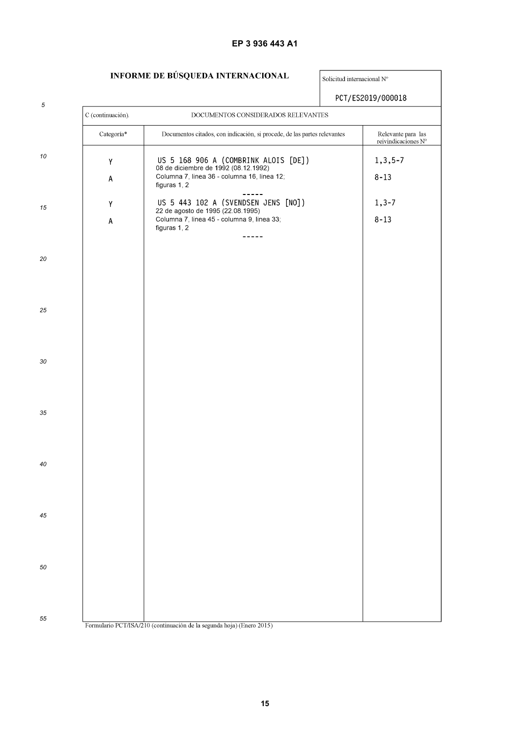## INFORME DE BÚSQUEDA INTERNACIONAL

Solicitud internacional Nº

PCT/ES2019/000018

C (continuación). DOCUMENTOS CONSIDERADOS RELEVANTES

| Categoría* | Documentos citados, con indicación, si procede, de las partes relevantes | Relevante para las reivindicaciones Nº |
|---|---|---|
| Y<br><br>A | US 5 168 906 A (COMBRINK ALOIS [DE])<br>08 de diciembre de 1992 (08.12.1992)<br>Columna 7, linea 36 - columna 16, linea 12;<br>figuras 1, 2 | 1,3,5-7<br><br>8-13 |
| Y<br><br>A | US 5 443 102 A (SVENDSEN JENS [NO])<br>22 de agosto de 1995 (22.08.1995)<br>Columna 7, linea 45 - columna 9, linea 33;<br>figuras 1, 2 | 1,3-7<br><br>8-13 |

Formulario PCT/ISA/210 (continuación de la segunda hoja) (Enero 2015)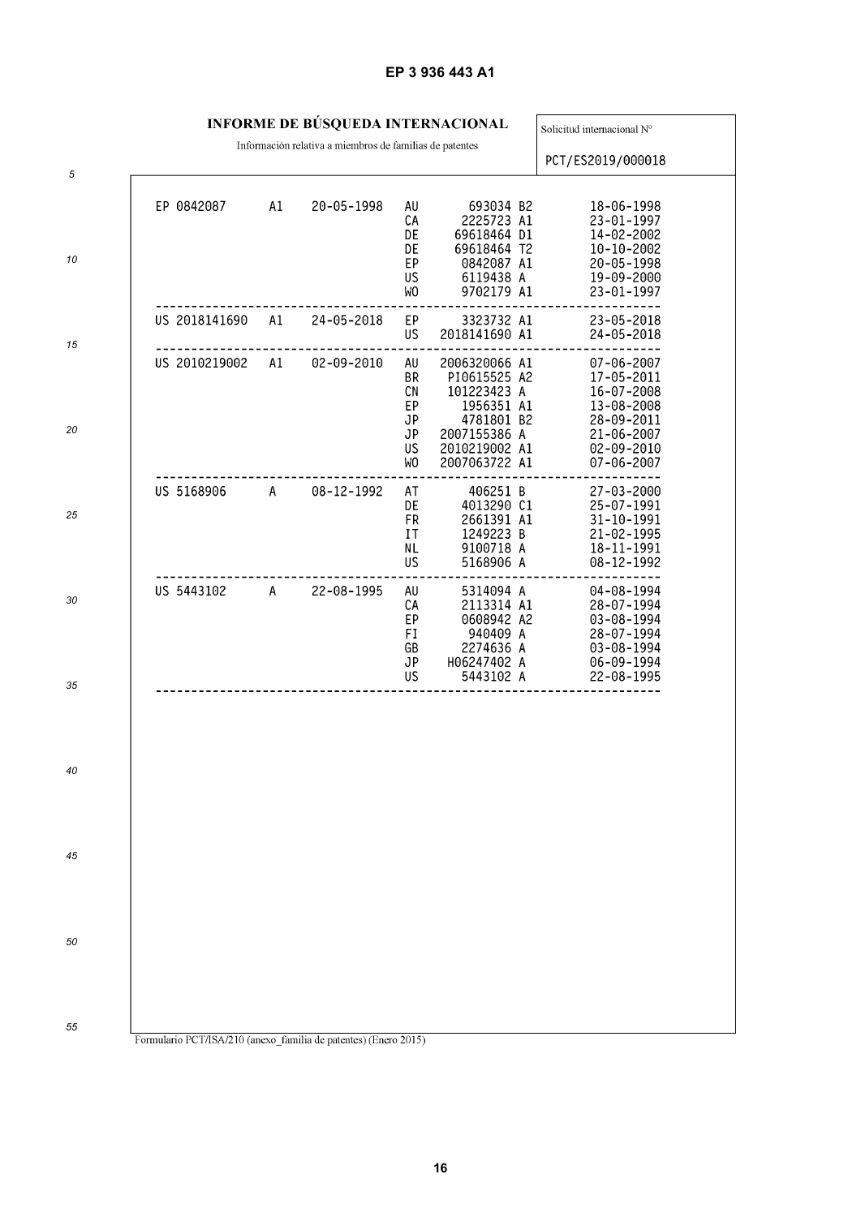## INFORME DE BÚSQUEDA INTERNACIONAL

Información relativa a miembros de familias de patentes

Solicitud internacional Nº

PCT/ES2019/000018

| | | | | | |
|---|---|---|---|---|---|
| EP 0842087 | A1 | 20-05-1998 | AU | 693034 B2 | 18-06-1998 |
| | | | CA | 2225723 A1 | 23-01-1997 |
| | | | DE | 69618464 D1 | 14-02-2002 |
| | | | DE | 69618464 T2 | 10-10-2002 |
| | | | EP | 0842087 A1 | 20-05-1998 |
| | | | US | 6119438 A | 19-09-2000 |
| | | | WO | 9702179 A1 | 23-01-1997 |
| US 2018141690 | A1 | 24-05-2018 | EP | 3323732 A1 | 23-05-2018 |
| | | | US | 2018141690 A1 | 24-05-2018 |
| US 2010219002 | A1 | 02-09-2010 | AU | 2006320066 A1 | 07-06-2007 |
| | | | BR | PI0615525 A2 | 17-05-2011 |
| | | | CN | 101223423 A | 16-07-2008 |
| | | | EP | 1956351 A1 | 13-08-2008 |
| | | | JP | 4781801 B2 | 28-09-2011 |
| | | | JP | 2007155386 A | 21-06-2007 |
| | | | US | 2010219002 A1 | 02-09-2010 |
| | | | WO | 2007063722 A1 | 07-06-2007 |
| US 5168906 | A | 08-12-1992 | AT | 406251 B | 27-03-2000 |
| | | | DE | 4013290 C1 | 25-07-1991 |
| | | | FR | 2661391 A1 | 31-10-1991 |
| | | | IT | 1249223 B | 21-02-1995 |
| | | | NL | 9100718 A | 18-11-1991 |
| | | | US | 5168906 A | 08-12-1992 |
| US 5443102 | A | 22-08-1995 | AU | 5314094 A | 04-08-1994 |
| | | | CA | 2113314 A1 | 28-07-1994 |
| | | | EP | 0608942 A2 | 03-08-1994 |
| | | | FI | 940409 A | 28-07-1994 |
| | | | GB | 2274636 A | 03-08-1994 |
| | | | JP | H06247402 A | 06-09-1994 |
| | | | US | 5443102 A | 22-08-1995 |

Formulario PCT/ISA/210 (anexo_familia de patentes) (Enero 2015)